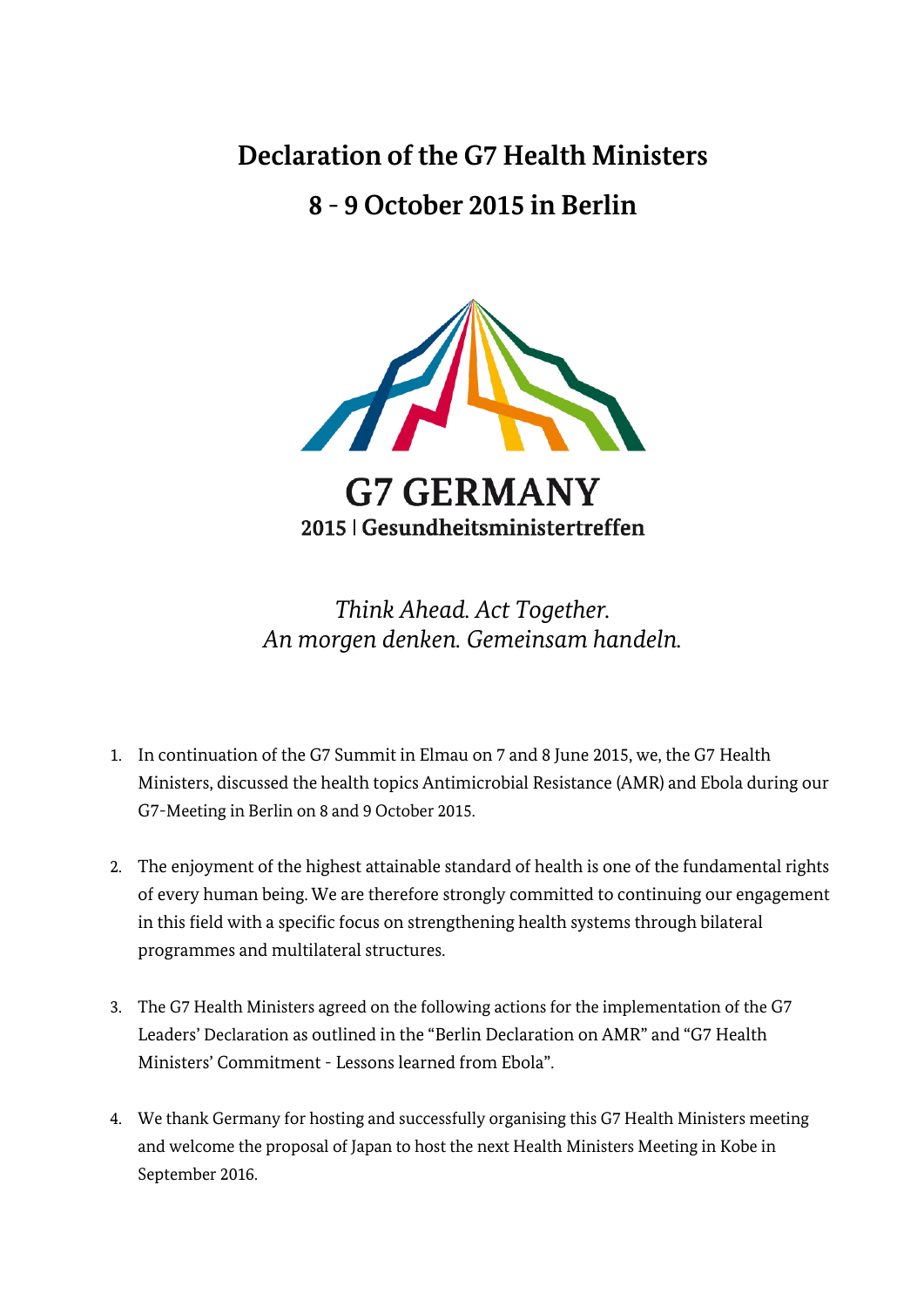# Declaration of the G7 Health Ministers

# 8 - 9 October 2015 in Berlin

**G7 GERMANY**
**2015 | Gesundheitsministertreffen**

*Think Ahead. Act Together.*
*An morgen denken. Gemeinsam handeln.*

1. In continuation of the G7 Summit in Elmau on 7 and 8 June 2015, we, the G7 Health Ministers, discussed the health topics Antimicrobial Resistance (AMR) and Ebola during our G7-Meeting in Berlin on 8 and 9 October 2015.

2. The enjoyment of the highest attainable standard of health is one of the fundamental rights of every human being. We are therefore strongly committed to continuing our engagement in this field with a specific focus on strengthening health systems through bilateral programmes and multilateral structures.

3. The G7 Health Ministers agreed on the following actions for the implementation of the G7 Leaders' Declaration as outlined in the "Berlin Declaration on AMR" and "G7 Health Ministers' Commitment - Lessons learned from Ebola".

4. We thank Germany for hosting and successfully organising this G7 Health Ministers meeting and welcome the proposal of Japan to host the next Health Ministers Meeting in Kobe in September 2016.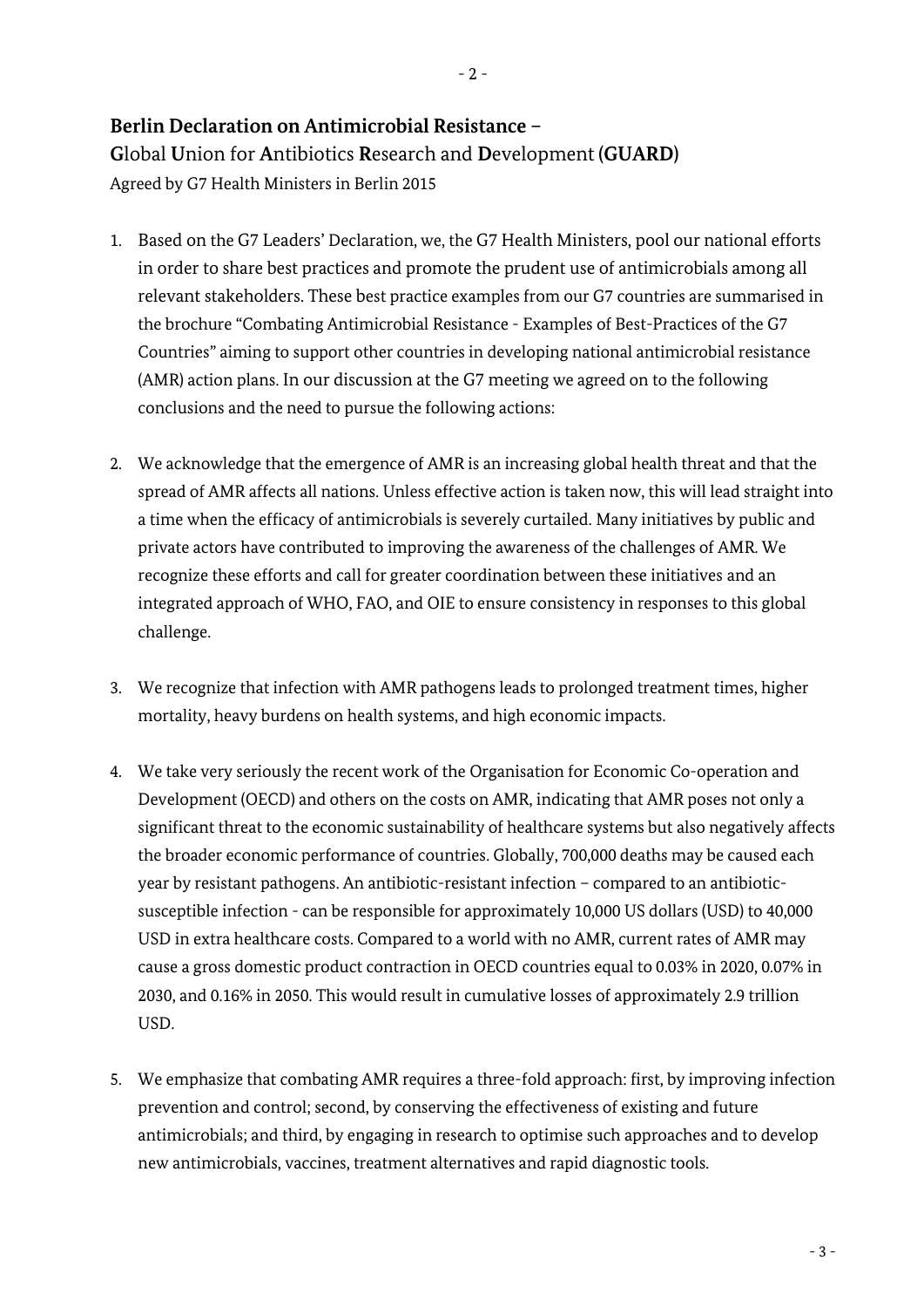**Berlin Declaration on Antimicrobial Resistance –**
**G**lobal **U**nion for **A**ntibiotics **R**esearch and **D**evelopment **(GUARD)**
Agreed by G7 Health Ministers in Berlin 2015

1. Based on the G7 Leaders' Declaration, we, the G7 Health Ministers, pool our national efforts in order to share best practices and promote the prudent use of antimicrobials among all relevant stakeholders. These best practice examples from our G7 countries are summarised in the brochure "Combating Antimicrobial Resistance - Examples of Best-Practices of the G7 Countries" aiming to support other countries in developing national antimicrobial resistance (AMR) action plans. In our discussion at the G7 meeting we agreed on to the following conclusions and the need to pursue the following actions:

2. We acknowledge that the emergence of AMR is an increasing global health threat and that the spread of AMR affects all nations. Unless effective action is taken now, this will lead straight into a time when the efficacy of antimicrobials is severely curtailed. Many initiatives by public and private actors have contributed to improving the awareness of the challenges of AMR. We recognize these efforts and call for greater coordination between these initiatives and an integrated approach of WHO, FAO, and OIE to ensure consistency in responses to this global challenge.

3. We recognize that infection with AMR pathogens leads to prolonged treatment times, higher mortality, heavy burdens on health systems, and high economic impacts.

4. We take very seriously the recent work of the Organisation for Economic Co-operation and Development (OECD) and others on the costs on AMR, indicating that AMR poses not only a significant threat to the economic sustainability of healthcare systems but also negatively affects the broader economic performance of countries. Globally, 700,000 deaths may be caused each year by resistant pathogens. An antibiotic-resistant infection – compared to an antibiotic-susceptible infection - can be responsible for approximately 10,000 US dollars (USD) to 40,000 USD in extra healthcare costs. Compared to a world with no AMR, current rates of AMR may cause a gross domestic product contraction in OECD countries equal to 0.03% in 2020, 0.07% in 2030, and 0.16% in 2050. This would result in cumulative losses of approximately 2.9 trillion USD.

5. We emphasize that combating AMR requires a three-fold approach: first, by improving infection prevention and control; second, by conserving the effectiveness of existing and future antimicrobials; and third, by engaging in research to optimise such approaches and to develop new antimicrobials, vaccines, treatment alternatives and rapid diagnostic tools.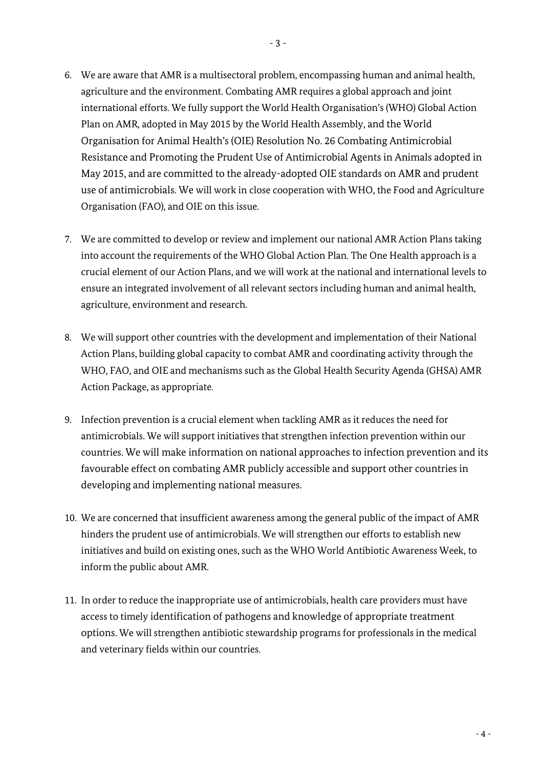6. We are aware that AMR is a multisectoral problem, encompassing human and animal health, agriculture and the environment. Combating AMR requires a global approach and joint international efforts. We fully support the World Health Organisation's (WHO) Global Action Plan on AMR, adopted in May 2015 by the World Health Assembly, and the World Organisation for Animal Health's (OIE) Resolution No. 26 Combating Antimicrobial Resistance and Promoting the Prudent Use of Antimicrobial Agents in Animals adopted in May 2015, and are committed to the already-adopted OIE standards on AMR and prudent use of antimicrobials. We will work in close cooperation with WHO, the Food and Agriculture Organisation (FAO), and OIE on this issue.

7. We are committed to develop or review and implement our national AMR Action Plans taking into account the requirements of the WHO Global Action Plan. The One Health approach is a crucial element of our Action Plans, and we will work at the national and international levels to ensure an integrated involvement of all relevant sectors including human and animal health, agriculture, environment and research.

8. We will support other countries with the development and implementation of their National Action Plans, building global capacity to combat AMR and coordinating activity through the WHO, FAO, and OIE and mechanisms such as the Global Health Security Agenda (GHSA) AMR Action Package, as appropriate.

9. Infection prevention is a crucial element when tackling AMR as it reduces the need for antimicrobials. We will support initiatives that strengthen infection prevention within our countries. We will make information on national approaches to infection prevention and its favourable effect on combating AMR publicly accessible and support other countries in developing and implementing national measures.

10. We are concerned that insufficient awareness among the general public of the impact of AMR hinders the prudent use of antimicrobials. We will strengthen our efforts to establish new initiatives and build on existing ones, such as the WHO World Antibiotic Awareness Week, to inform the public about AMR.

11. In order to reduce the inappropriate use of antimicrobials, health care providers must have access to timely identification of pathogens and knowledge of appropriate treatment options. We will strengthen antibiotic stewardship programs for professionals in the medical and veterinary fields within our countries.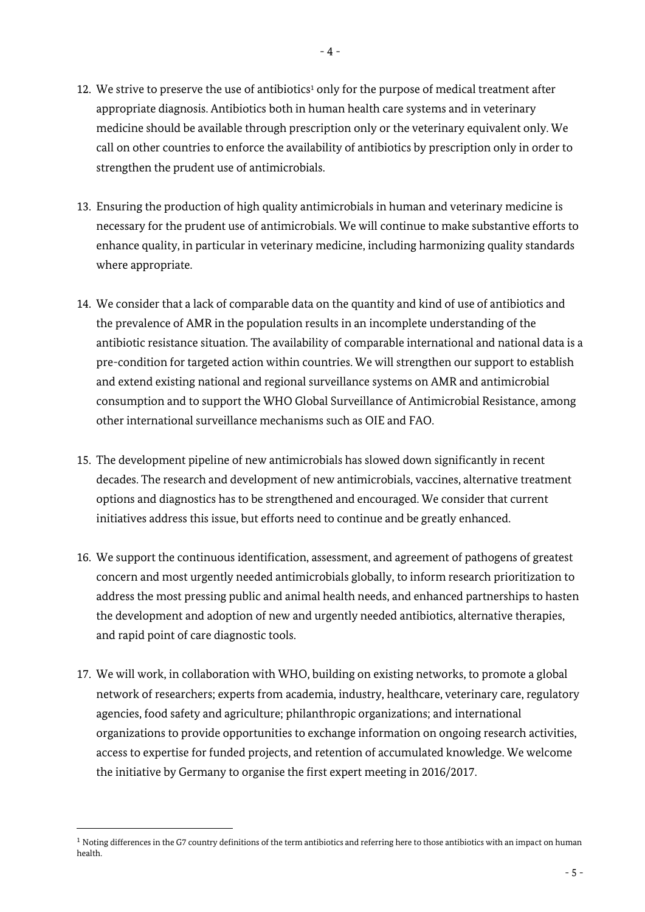12. We strive to preserve the use of antibiotics[1] only for the purpose of medical treatment after appropriate diagnosis. Antibiotics both in human health care systems and in veterinary medicine should be available through prescription only or the veterinary equivalent only. We call on other countries to enforce the availability of antibiotics by prescription only in order to strengthen the prudent use of antimicrobials.

13. Ensuring the production of high quality antimicrobials in human and veterinary medicine is necessary for the prudent use of antimicrobials. We will continue to make substantive efforts to enhance quality, in particular in veterinary medicine, including harmonizing quality standards where appropriate.

14. We consider that a lack of comparable data on the quantity and kind of use of antibiotics and the prevalence of AMR in the population results in an incomplete understanding of the antibiotic resistance situation. The availability of comparable international and national data is a pre-condition for targeted action within countries. We will strengthen our support to establish and extend existing national and regional surveillance systems on AMR and antimicrobial consumption and to support the WHO Global Surveillance of Antimicrobial Resistance, among other international surveillance mechanisms such as OIE and FAO.

15. The development pipeline of new antimicrobials has slowed down significantly in recent decades. The research and development of new antimicrobials, vaccines, alternative treatment options and diagnostics has to be strengthened and encouraged. We consider that current initiatives address this issue, but efforts need to continue and be greatly enhanced.

16. We support the continuous identification, assessment, and agreement of pathogens of greatest concern and most urgently needed antimicrobials globally, to inform research prioritization to address the most pressing public and animal health needs, and enhanced partnerships to hasten the development and adoption of new and urgently needed antibiotics, alternative therapies, and rapid point of care diagnostic tools.

17. We will work, in collaboration with WHO, building on existing networks, to promote a global network of researchers; experts from academia, industry, healthcare, veterinary care, regulatory agencies, food safety and agriculture; philanthropic organizations; and international organizations to provide opportunities to exchange information on ongoing research activities, access to expertise for funded projects, and retention of accumulated knowledge. We welcome the initiative by Germany to organise the first expert meeting in 2016/2017.

[1] Noting differences in the G7 country definitions of the term antibiotics and referring here to those antibiotics with an impact on human health.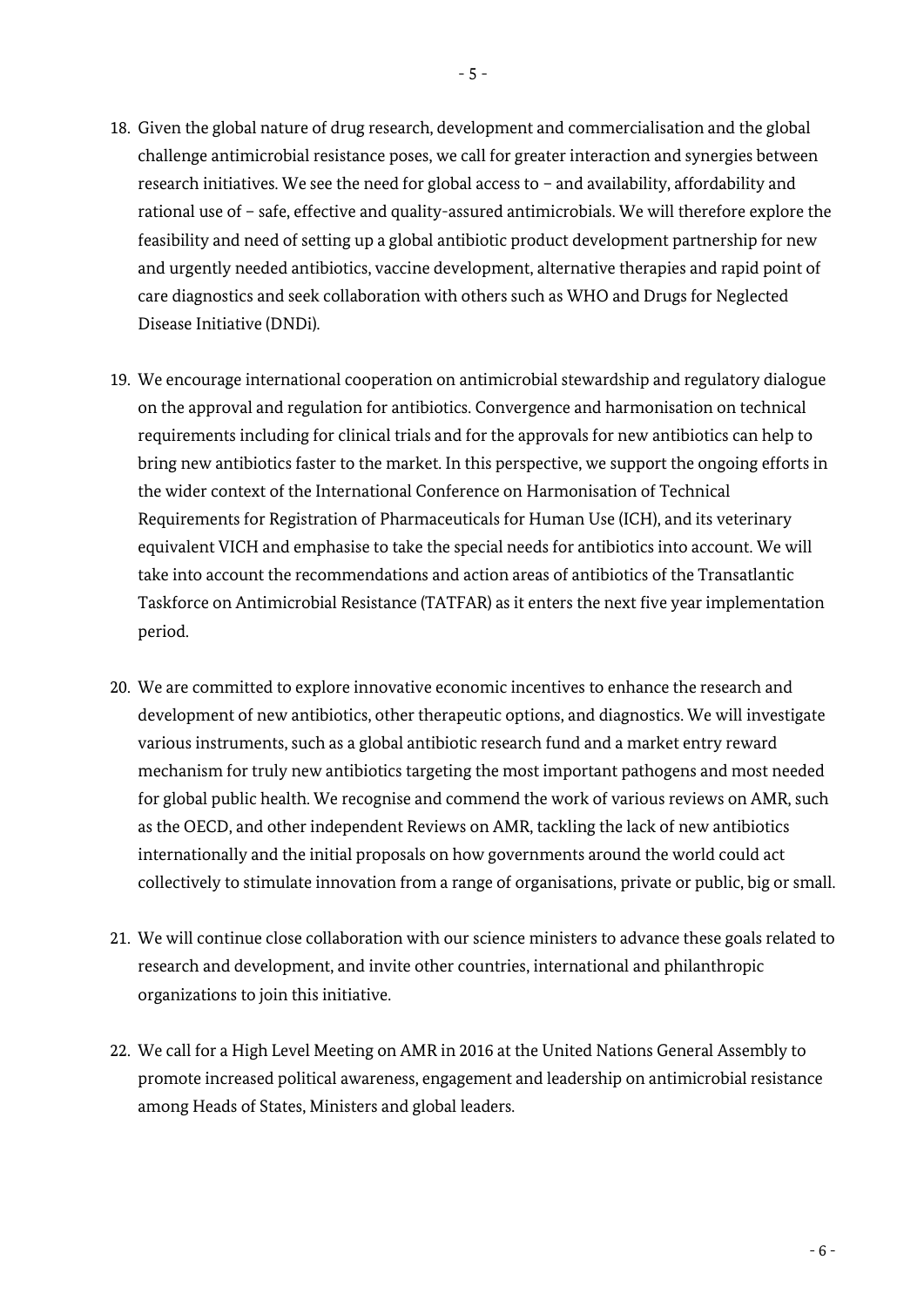18. Given the global nature of drug research, development and commercialisation and the global challenge antimicrobial resistance poses, we call for greater interaction and synergies between research initiatives. We see the need for global access to – and availability, affordability and rational use of – safe, effective and quality-assured antimicrobials. We will therefore explore the feasibility and need of setting up a global antibiotic product development partnership for new and urgently needed antibiotics, vaccine development, alternative therapies and rapid point of care diagnostics and seek collaboration with others such as WHO and Drugs for Neglected Disease Initiative (DNDi).

19. We encourage international cooperation on antimicrobial stewardship and regulatory dialogue on the approval and regulation for antibiotics. Convergence and harmonisation on technical requirements including for clinical trials and for the approvals for new antibiotics can help to bring new antibiotics faster to the market. In this perspective, we support the ongoing efforts in the wider context of the International Conference on Harmonisation of Technical Requirements for Registration of Pharmaceuticals for Human Use (ICH), and its veterinary equivalent VICH and emphasise to take the special needs for antibiotics into account. We will take into account the recommendations and action areas of antibiotics of the Transatlantic Taskforce on Antimicrobial Resistance (TATFAR) as it enters the next five year implementation period.

20. We are committed to explore innovative economic incentives to enhance the research and development of new antibiotics, other therapeutic options, and diagnostics. We will investigate various instruments, such as a global antibiotic research fund and a market entry reward mechanism for truly new antibiotics targeting the most important pathogens and most needed for global public health. We recognise and commend the work of various reviews on AMR, such as the OECD, and other independent Reviews on AMR, tackling the lack of new antibiotics internationally and the initial proposals on how governments around the world could act collectively to stimulate innovation from a range of organisations, private or public, big or small.

21. We will continue close collaboration with our science ministers to advance these goals related to research and development, and invite other countries, international and philanthropic organizations to join this initiative.

22. We call for a High Level Meeting on AMR in 2016 at the United Nations General Assembly to promote increased political awareness, engagement and leadership on antimicrobial resistance among Heads of States, Ministers and global leaders.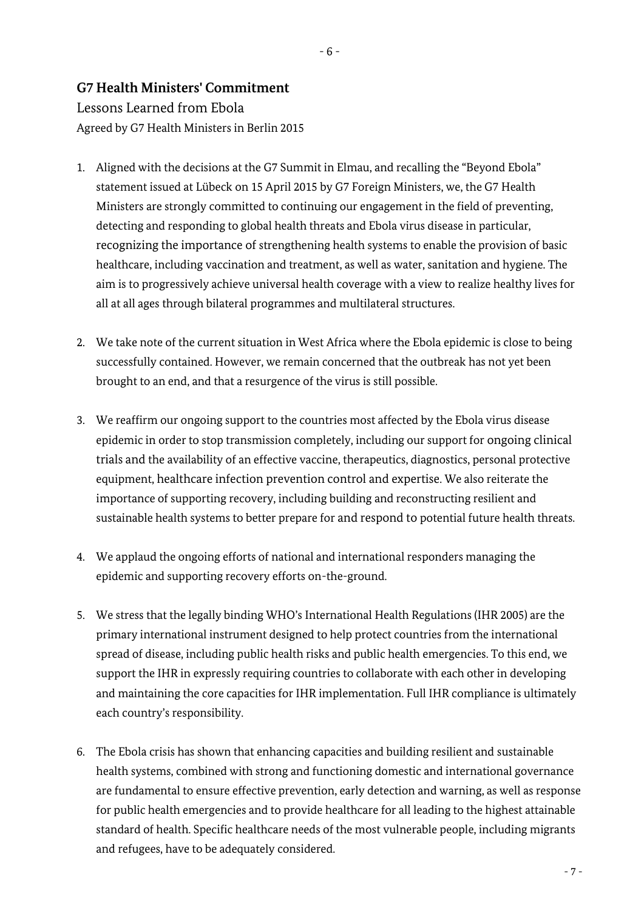## G7 Health Ministers' Commitment

Lessons Learned from Ebola

Agreed by G7 Health Ministers in Berlin 2015

1. Aligned with the decisions at the G7 Summit in Elmau, and recalling the "Beyond Ebola" statement issued at Lübeck on 15 April 2015 by G7 Foreign Ministers, we, the G7 Health Ministers are strongly committed to continuing our engagement in the field of preventing, detecting and responding to global health threats and Ebola virus disease in particular, recognizing the importance of strengthening health systems to enable the provision of basic healthcare, including vaccination and treatment, as well as water, sanitation and hygiene. The aim is to progressively achieve universal health coverage with a view to realize healthy lives for all at all ages through bilateral programmes and multilateral structures.

2. We take note of the current situation in West Africa where the Ebola epidemic is close to being successfully contained. However, we remain concerned that the outbreak has not yet been brought to an end, and that a resurgence of the virus is still possible.

3. We reaffirm our ongoing support to the countries most affected by the Ebola virus disease epidemic in order to stop transmission completely, including our support for ongoing clinical trials and the availability of an effective vaccine, therapeutics, diagnostics, personal protective equipment, healthcare infection prevention control and expertise. We also reiterate the importance of supporting recovery, including building and reconstructing resilient and sustainable health systems to better prepare for and respond to potential future health threats.

4. We applaud the ongoing efforts of national and international responders managing the epidemic and supporting recovery efforts on-the-ground.

5. We stress that the legally binding WHO's International Health Regulations (IHR 2005) are the primary international instrument designed to help protect countries from the international spread of disease, including public health risks and public health emergencies. To this end, we support the IHR in expressly requiring countries to collaborate with each other in developing and maintaining the core capacities for IHR implementation. Full IHR compliance is ultimately each country's responsibility.

6. The Ebola crisis has shown that enhancing capacities and building resilient and sustainable health systems, combined with strong and functioning domestic and international governance are fundamental to ensure effective prevention, early detection and warning, as well as response for public health emergencies and to provide healthcare for all leading to the highest attainable standard of health. Specific healthcare needs of the most vulnerable people, including migrants and refugees, have to be adequately considered.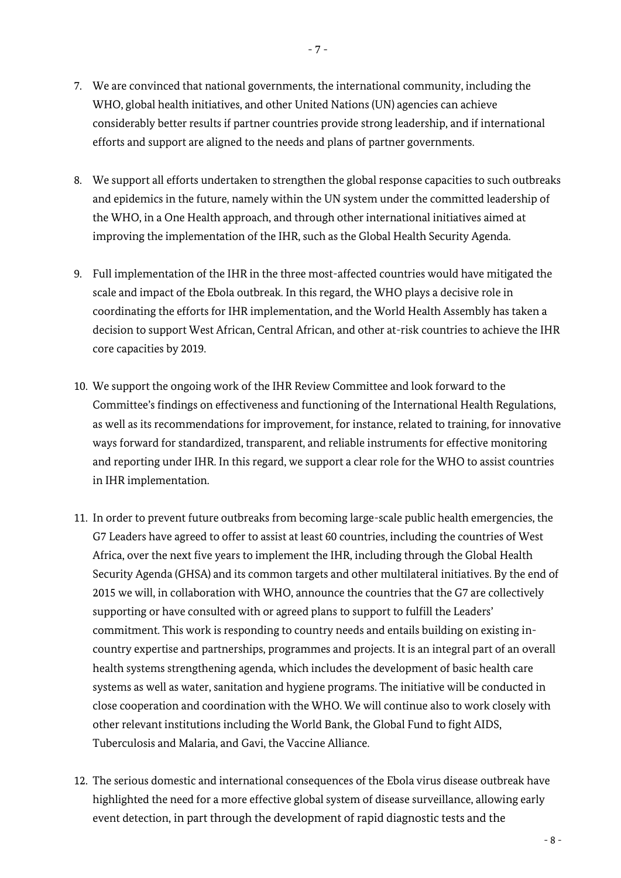7. We are convinced that national governments, the international community, including the WHO, global health initiatives, and other United Nations (UN) agencies can achieve considerably better results if partner countries provide strong leadership, and if international efforts and support are aligned to the needs and plans of partner governments.

8. We support all efforts undertaken to strengthen the global response capacities to such outbreaks and epidemics in the future, namely within the UN system under the committed leadership of the WHO, in a One Health approach, and through other international initiatives aimed at improving the implementation of the IHR, such as the Global Health Security Agenda.

9. Full implementation of the IHR in the three most-affected countries would have mitigated the scale and impact of the Ebola outbreak. In this regard, the WHO plays a decisive role in coordinating the efforts for IHR implementation, and the World Health Assembly has taken a decision to support West African, Central African, and other at-risk countries to achieve the IHR core capacities by 2019.

10. We support the ongoing work of the IHR Review Committee and look forward to the Committee's findings on effectiveness and functioning of the International Health Regulations, as well as its recommendations for improvement, for instance, related to training, for innovative ways forward for standardized, transparent, and reliable instruments for effective monitoring and reporting under IHR. In this regard, we support a clear role for the WHO to assist countries in IHR implementation.

11. In order to prevent future outbreaks from becoming large-scale public health emergencies, the G7 Leaders have agreed to offer to assist at least 60 countries, including the countries of West Africa, over the next five years to implement the IHR, including through the Global Health Security Agenda (GHSA) and its common targets and other multilateral initiatives. By the end of 2015 we will, in collaboration with WHO, announce the countries that the G7 are collectively supporting or have consulted with or agreed plans to support to fulfill the Leaders' commitment. This work is responding to country needs and entails building on existing in-country expertise and partnerships, programmes and projects. It is an integral part of an overall health systems strengthening agenda, which includes the development of basic health care systems as well as water, sanitation and hygiene programs. The initiative will be conducted in close cooperation and coordination with the WHO. We will continue also to work closely with other relevant institutions including the World Bank, the Global Fund to fight AIDS, Tuberculosis and Malaria, and Gavi, the Vaccine Alliance.

12. The serious domestic and international consequences of the Ebola virus disease outbreak have highlighted the need for a more effective global system of disease surveillance, allowing early event detection, in part through the development of rapid diagnostic tests and the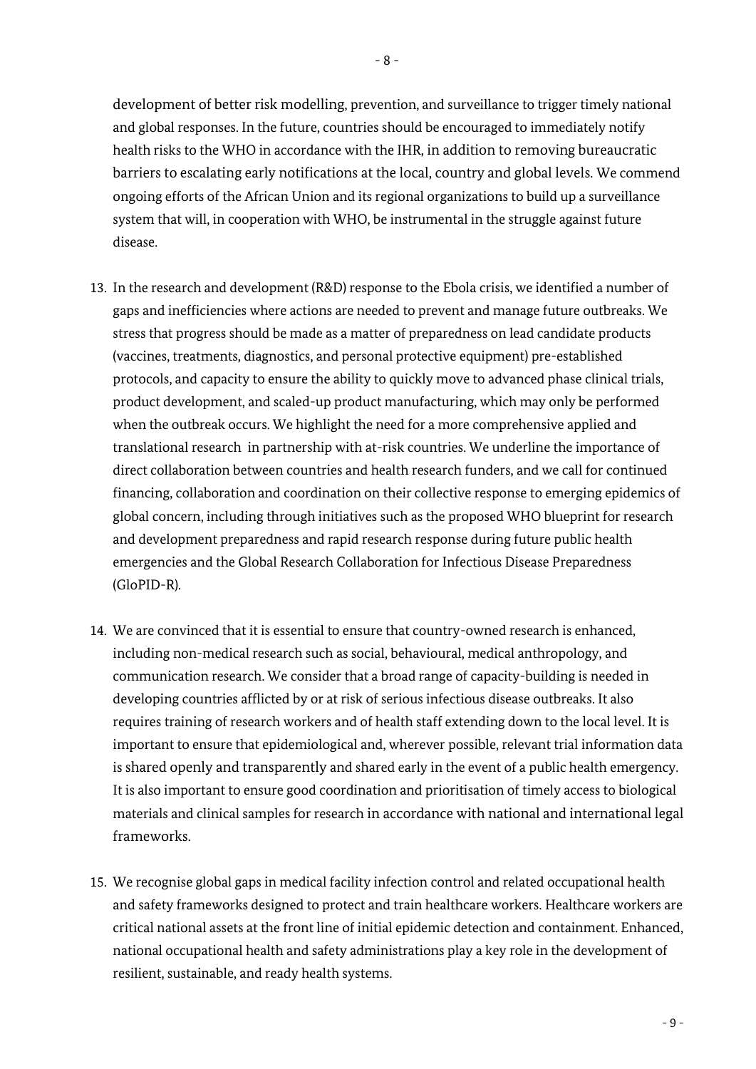development of better risk modelling, prevention, and surveillance to trigger timely national and global responses. In the future, countries should be encouraged to immediately notify health risks to the WHO in accordance with the IHR, in addition to removing bureaucratic barriers to escalating early notifications at the local, country and global levels. We commend ongoing efforts of the African Union and its regional organizations to build up a surveillance system that will, in cooperation with WHO, be instrumental in the struggle against future disease.

13. In the research and development (R&D) response to the Ebola crisis, we identified a number of gaps and inefficiencies where actions are needed to prevent and manage future outbreaks. We stress that progress should be made as a matter of preparedness on lead candidate products (vaccines, treatments, diagnostics, and personal protective equipment) pre-established protocols, and capacity to ensure the ability to quickly move to advanced phase clinical trials, product development, and scaled-up product manufacturing, which may only be performed when the outbreak occurs. We highlight the need for a more comprehensive applied and translational research in partnership with at-risk countries. We underline the importance of direct collaboration between countries and health research funders, and we call for continued financing, collaboration and coordination on their collective response to emerging epidemics of global concern, including through initiatives such as the proposed WHO blueprint for research and development preparedness and rapid research response during future public health emergencies and the Global Research Collaboration for Infectious Disease Preparedness (GloPID-R).

14. We are convinced that it is essential to ensure that country-owned research is enhanced, including non-medical research such as social, behavioural, medical anthropology, and communication research. We consider that a broad range of capacity-building is needed in developing countries afflicted by or at risk of serious infectious disease outbreaks. It also requires training of research workers and of health staff extending down to the local level. It is important to ensure that epidemiological and, wherever possible, relevant trial information data is shared openly and transparently and shared early in the event of a public health emergency. It is also important to ensure good coordination and prioritisation of timely access to biological materials and clinical samples for research in accordance with national and international legal frameworks.

15. We recognise global gaps in medical facility infection control and related occupational health and safety frameworks designed to protect and train healthcare workers. Healthcare workers are critical national assets at the front line of initial epidemic detection and containment. Enhanced, national occupational health and safety administrations play a key role in the development of resilient, sustainable, and ready health systems.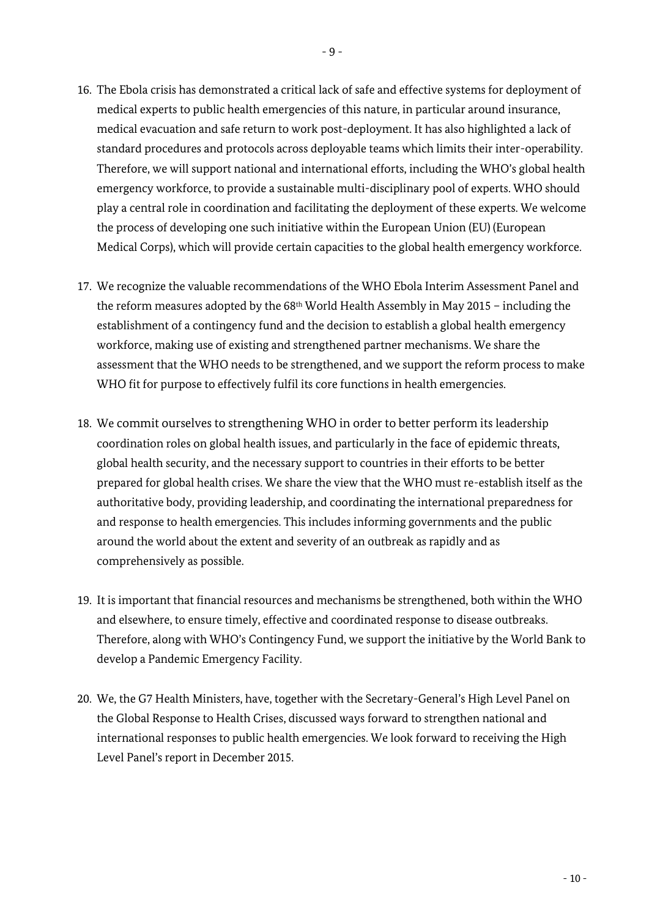16. The Ebola crisis has demonstrated a critical lack of safe and effective systems for deployment of medical experts to public health emergencies of this nature, in particular around insurance, medical evacuation and safe return to work post-deployment. It has also highlighted a lack of standard procedures and protocols across deployable teams which limits their inter-operability. Therefore, we will support national and international efforts, including the WHO's global health emergency workforce, to provide a sustainable multi-disciplinary pool of experts. WHO should play a central role in coordination and facilitating the deployment of these experts. We welcome the process of developing one such initiative within the European Union (EU) (European Medical Corps), which will provide certain capacities to the global health emergency workforce.

17. We recognize the valuable recommendations of the WHO Ebola Interim Assessment Panel and the reform measures adopted by the 68th World Health Assembly in May 2015 – including the establishment of a contingency fund and the decision to establish a global health emergency workforce, making use of existing and strengthened partner mechanisms. We share the assessment that the WHO needs to be strengthened, and we support the reform process to make WHO fit for purpose to effectively fulfil its core functions in health emergencies.

18. We commit ourselves to strengthening WHO in order to better perform its leadership coordination roles on global health issues, and particularly in the face of epidemic threats, global health security, and the necessary support to countries in their efforts to be better prepared for global health crises. We share the view that the WHO must re-establish itself as the authoritative body, providing leadership, and coordinating the international preparedness for and response to health emergencies. This includes informing governments and the public around the world about the extent and severity of an outbreak as rapidly and as comprehensively as possible.

19. It is important that financial resources and mechanisms be strengthened, both within the WHO and elsewhere, to ensure timely, effective and coordinated response to disease outbreaks. Therefore, along with WHO's Contingency Fund, we support the initiative by the World Bank to develop a Pandemic Emergency Facility.

20. We, the G7 Health Ministers, have, together with the Secretary-General's High Level Panel on the Global Response to Health Crises, discussed ways forward to strengthen national and international responses to public health emergencies. We look forward to receiving the High Level Panel's report in December 2015.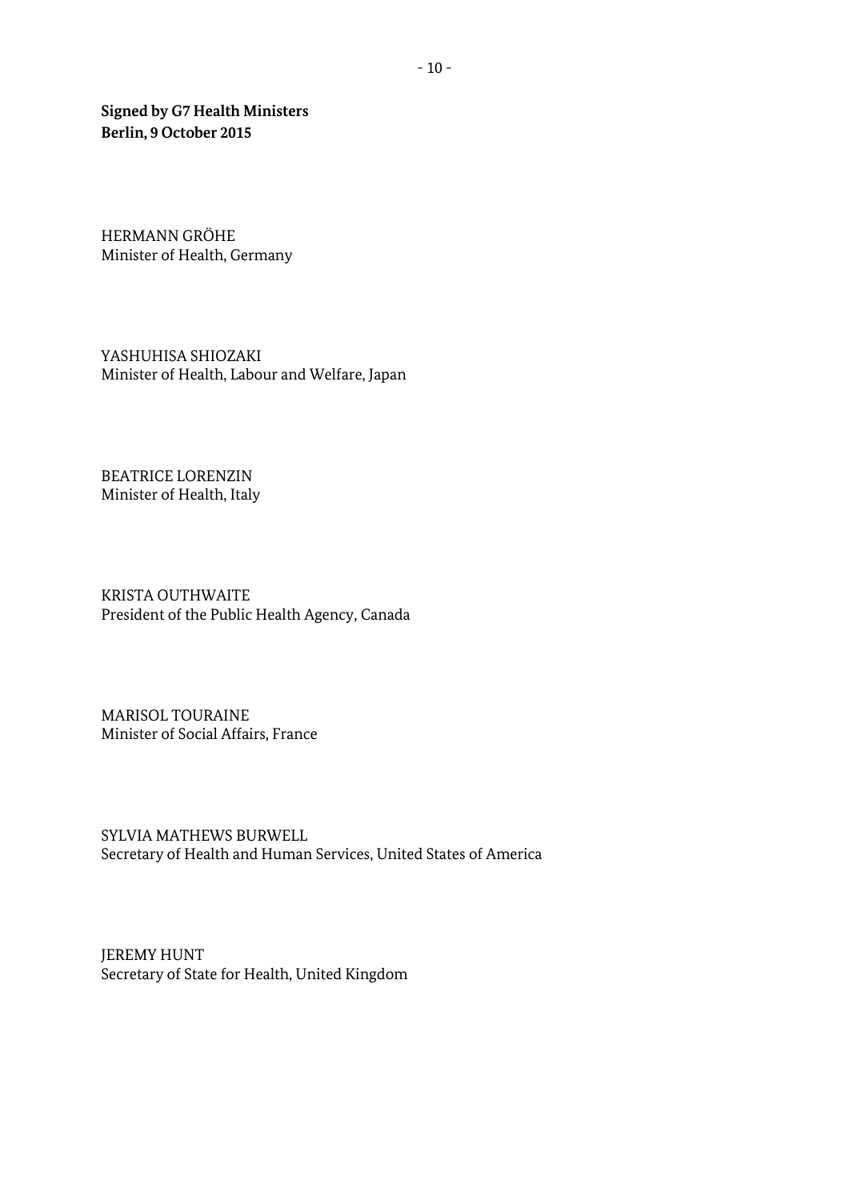**Signed by G7 Health Ministers**
**Berlin, 9 October 2015**

HERMANN GRÖHE
Minister of Health, Germany

YASHUHISA SHIOZAKI
Minister of Health, Labour and Welfare, Japan

BEATRICE LORENZIN
Minister of Health, Italy

KRISTA OUTHWAITE
President of the Public Health Agency, Canada

MARISOL TOURAINE
Minister of Social Affairs, France

SYLVIA MATHEWS BURWELL
Secretary of Health and Human Services, United States of America

JEREMY HUNT
Secretary of State for Health, United Kingdom